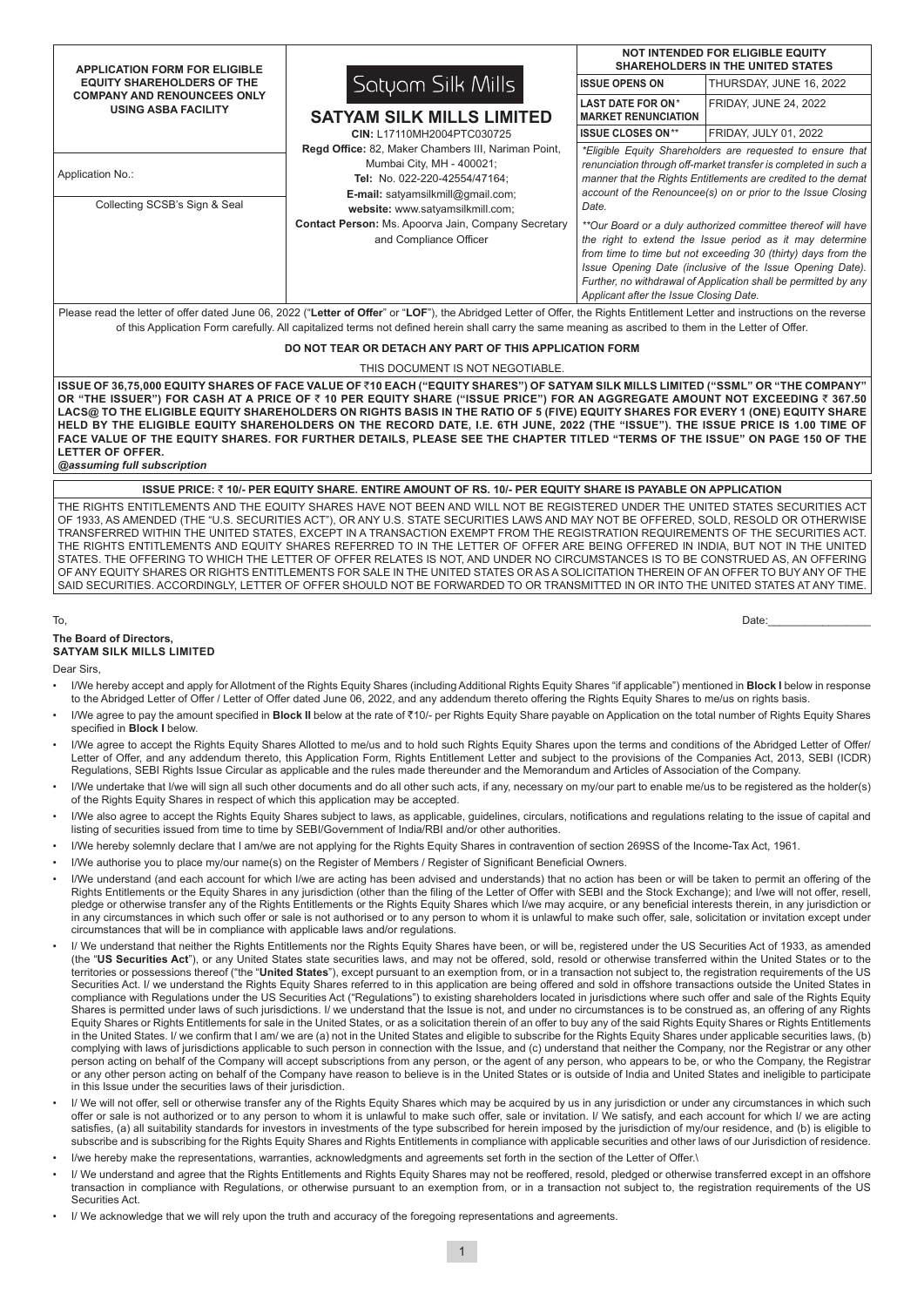| APPLICATION FORM FOR ELIGIBLE EQUITY SHAREHOLDERS OF THE COMPANY AND RENOUNCEES ONLY USING ASBA FACILITY | Satyam Silk Mills<br>**SATYAM SILK MILLS LIMITED**<br>**CIN:** L17110MH2004PTC030725<br>**Regd Office:** 82, Maker Chambers III, Nariman Point, Mumbai City, MH - 400021;<br>**Tel:** No. 022-220-42554/47164;<br>**E-mail:** satyamsilkmill@gmail.com;<br>**website:** www.satyamsilkmill.com;<br>**Contact Person:** Ms. Apoorva Jain, Company Secretary and Compliance Officer | **NOT INTENDED FOR ELIGIBLE EQUITY SHAREHOLDERS IN THE UNITED STATES** | |
|---|---|---|---|
| Application No.: | | **ISSUE OPENS ON** | THURSDAY, JUNE 16, 2022 |
| Collecting SCSB's Sign & Seal | | **LAST DATE FOR ON*** **MARKET RENUNCIATION** | FRIDAY, JUNE 24, 2022 |
| | | **ISSUE CLOSES ON**** | FRIDAY, JULY 01, 2022 |

*\*Eligible Equity Shareholders are requested to ensure that renunciation through off-market transfer is completed in such a manner that the Rights Entitlements are credited to the demat account of the Renouncee(s) on or prior to the Issue Closing Date.*

*\*\*Our Board or a duly authorized committee thereof will have the right to extend the Issue period as it may determine from time to time but not exceeding 30 (thirty) days from the Issue Opening Date (inclusive of the Issue Opening Date). Further, no withdrawal of Application shall be permitted by any Applicant after the Issue Closing Date.*

Please read the letter of offer dated June 06, 2022 ("**Letter of Offer**" or "**LOF**"), the Abridged Letter of Offer, the Rights Entitlement Letter and instructions on the reverse of this Application Form carefully. All capitalized terms not defined herein shall carry the same meaning as ascribed to them in the Letter of Offer.

**DO NOT TEAR OR DETACH ANY PART OF THIS APPLICATION FORM**

THIS DOCUMENT IS NOT NEGOTIABLE.

**ISSUE OF 36,75,000 EQUITY SHARES OF FACE VALUE OF ₹10 EACH ("EQUITY SHARES") OF SATYAM SILK MILLS LIMITED ("SSML" OR "THE COMPANY" OR "THE ISSUER") FOR CASH AT A PRICE OF ₹ 10 PER EQUITY SHARE ("ISSUE PRICE") FOR AN AGGREGATE AMOUNT NOT EXCEEDING ₹ 367.50 LACS@ TO THE ELIGIBLE EQUITY SHAREHOLDERS ON RIGHTS BASIS IN THE RATIO OF 5 (FIVE) EQUITY SHARES FOR EVERY 1 (ONE) EQUITY SHARE HELD BY THE ELIGIBLE EQUITY SHAREHOLDERS ON THE RECORD DATE, I.E. 6TH JUNE, 2022 (THE "ISSUE"). THE ISSUE PRICE IS 1.00 TIME OF FACE VALUE OF THE EQUITY SHARES. FOR FURTHER DETAILS, PLEASE SEE THE CHAPTER TITLED "TERMS OF THE ISSUE" ON PAGE 150 OF THE LETTER OF OFFER.**

***@assuming full subscription***

**ISSUE PRICE: ₹ 10/- PER EQUITY SHARE. ENTIRE AMOUNT OF RS. 10/- PER EQUITY SHARE IS PAYABLE ON APPLICATION**

THE RIGHTS ENTITLEMENTS AND THE EQUITY SHARES HAVE NOT BEEN AND WILL NOT BE REGISTERED UNDER THE UNITED STATES SECURITIES ACT OF 1933, AS AMENDED (THE "U.S. SECURITIES ACT"), OR ANY U.S. STATE SECURITIES LAWS AND MAY NOT BE OFFERED, SOLD, RESOLD OR OTHERWISE TRANSFERRED WITHIN THE UNITED STATES, EXCEPT IN A TRANSACTION EXEMPT FROM THE REGISTRATION REQUIREMENTS OF THE SECURITIES ACT. THE RIGHTS ENTITLEMENTS AND EQUITY SHARES REFERRED TO IN THE LETTER OF OFFER ARE BEING OFFERED IN INDIA, BUT NOT IN THE UNITED STATES. THE OFFERING TO WHICH THE LETTER OF OFFER RELATES IS NOT, AND UNDER NO CIRCUMSTANCES IS TO BE CONSTRUED AS, AN OFFERING OF ANY EQUITY SHARES OR RIGHTS ENTITLEMENTS FOR SALE IN THE UNITED STATES OR AS A SOLICITATION THEREIN OF AN OFFER TO BUY ANY OF THE SAID SECURITIES. ACCORDINGLY, LETTER OF OFFER SHOULD NOT BE FORWARDED TO OR TRANSMITTED IN OR INTO THE UNITED STATES AT ANY TIME.

To,

Date:_________________

**The Board of Directors,**
**SATYAM SILK MILLS LIMITED**

Dear Sirs,

- I/We hereby accept and apply for Allotment of the Rights Equity Shares (including Additional Rights Equity Shares "if applicable") mentioned in **Block I** below in response to the Abridged Letter of Offer / Letter of Offer dated June 06, 2022, and any addendum thereto offering the Rights Equity Shares to me/us on rights basis.
- I/We agree to pay the amount specified in **Block II** below at the rate of ₹10/- per Rights Equity Share payable on Application on the total number of Rights Equity Shares specified in **Block I** below.
- I/We agree to accept the Rights Equity Shares Allotted to me/us and to hold such Rights Equity Shares upon the terms and conditions of the Abridged Letter of Offer/ Letter of Offer, and any addendum thereto, this Application Form, Rights Entitlement Letter and subject to the provisions of the Companies Act, 2013, SEBI (ICDR) Regulations, SEBI Rights Issue Circular as applicable and the rules made thereunder and the Memorandum and Articles of Association of the Company.
- I/We undertake that I/we will sign all such other documents and do all other such acts, if any, necessary on my/our part to enable me/us to be registered as the holder(s) of the Rights Equity Shares in respect of which this application may be accepted.
- I/We also agree to accept the Rights Equity Shares subject to laws, as applicable, guidelines, circulars, notifications and regulations relating to the issue of capital and listing of securities issued from time to time by SEBI/Government of India/RBI and/or other authorities.
- I/We hereby solemnly declare that I am/we are not applying for the Rights Equity Shares in contravention of section 269SS of the Income-Tax Act, 1961.
- I/We authorise you to place my/our name(s) on the Register of Members / Register of Significant Beneficial Owners.
- I/We understand (and each account for which I/we are acting has been advised and understands) that no action has been or will be taken to permit an offering of the Rights Entitlements or the Equity Shares in any jurisdiction (other than the filing of the Letter of Offer with SEBI and the Stock Exchange); and I/we will not offer, resell, pledge or otherwise transfer any of the Rights Entitlements or the Rights Equity Shares which I/we may acquire, or any beneficial interests therein, in any jurisdiction or in any circumstances in which such offer or sale is not authorised or to any person to whom it is unlawful to make such offer, sale, solicitation or invitation except under circumstances that will be in compliance with applicable laws and/or regulations.
- I/ We understand that neither the Rights Entitlements nor the Rights Equity Shares have been, or will be, registered under the US Securities Act of 1933, as amended (the "**US Securities Act**"), or any United States state securities laws, and may not be offered, sold, resold or otherwise transferred within the United States or to the territories or possessions thereof ("the "**United States**"), except pursuant to an exemption from, or in a transaction not subject to, the registration requirements of the US Securities Act. I/ we understand the Rights Equity Shares referred to in this application are being offered and sold in offshore transactions outside the United States in compliance with Regulations under the US Securities Act ("Regulations") to existing shareholders located in jurisdictions where such offer and sale of the Rights Equity Shares is permitted under laws of such jurisdictions. I/ we understand that the Issue is not, and under no circumstances is to be construed as, an offering of any Rights Equity Shares or Rights Entitlements for sale in the United States, or as a solicitation therein of an offer to buy any of the said Rights Equity Shares or Rights Entitlements in the United States. I/ we confirm that I am/ we are (a) not in the United States and eligible to subscribe for the Rights Equity Shares under applicable securities laws, (b) complying with laws of jurisdictions applicable to such person in connection with the Issue, and (c) understand that neither the Company, nor the Registrar or any other person acting on behalf of the Company will accept subscriptions from any person, or the agent of any person, who appears to be, or who the Company, the Registrar or any other person acting on behalf of the Company have reason to believe is in the United States or is outside of India and United States and ineligible to participate in this Issue under the securities laws of their jurisdiction.
- I/ We will not offer, sell or otherwise transfer any of the Rights Equity Shares which may be acquired by us in any jurisdiction or under any circumstances in which such offer or sale is not authorized or to any person to whom it is unlawful to make such offer, sale or invitation. I/ We satisfy, and each account for which I/ we are acting satisfies, (a) all suitability standards for investors in investments of the type subscribed for herein imposed by the jurisdiction of my/our residence, and (b) is eligible to subscribe and is subscribing for the Rights Equity Shares and Rights Entitlements in compliance with applicable securities and other laws of our Jurisdiction of residence.
- I/we hereby make the representations, warranties, acknowledgments and agreements set forth in the section of the Letter of Offer.\
- I/ We understand and agree that the Rights Entitlements and Rights Equity Shares may not be reoffered, resold, pledged or otherwise transferred except in an offshore transaction in compliance with Regulations, or otherwise pursuant to an exemption from, or in a transaction not subject to, the registration requirements of the US Securities Act.
- I/ We acknowledge that we will rely upon the truth and accuracy of the foregoing representations and agreements.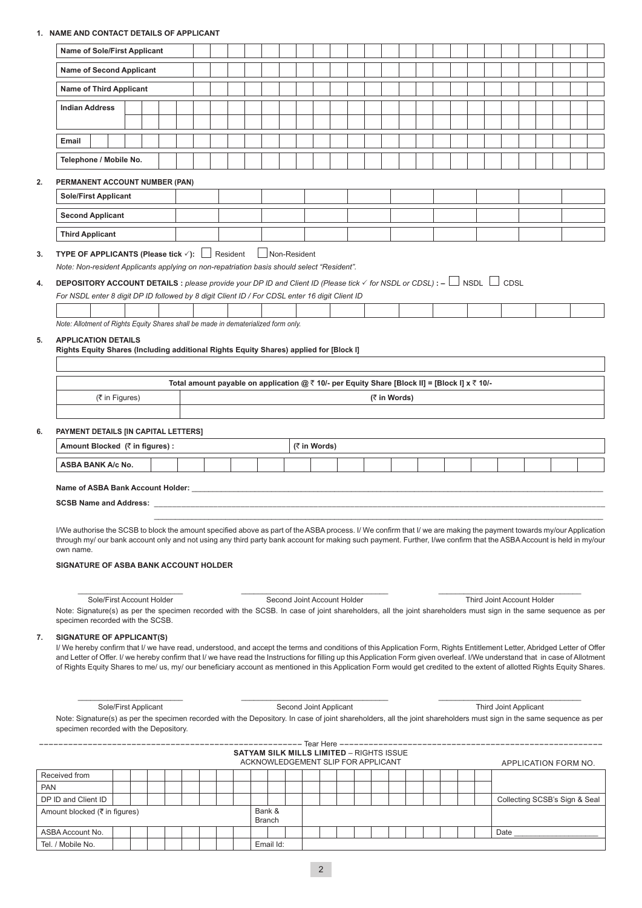**1. NAME AND CONTACT DETAILS OF APPLICANT**

| Name of Sole/First Applicant | |
|---|---|
| Name of Second Applicant | |
| Name of Third Applicant | |
| Indian Address | |
| | |
| Email | |
| Telephone / Mobile No. | |

**2. PERMANENT ACCOUNT NUMBER (PAN)**

| Sole/First Applicant | |
|---|---|
| Second Applicant | |
| Third Applicant | |

**3. TYPE OF APPLICANTS (Please tick ✓):** ☐ Resident ☐ Non-Resident

*Note: Non-resident Applicants applying on non-repatriation basis should select "Resident".*

**4. DEPOSITORY ACCOUNT DETAILS :** *please provide your DP ID and Client ID (Please tick ✓ for NSDL or CDSL)* **: –** ☐ NSDL ☐ CDSL

*For NSDL enter 8 digit DP ID followed by 8 digit Client ID / For CDSL enter 16 digit Client ID*

| |
|---|

*Note: Allotment of Rights Equity Shares shall be made in dematerialized form only.*

**5. APPLICATION DETAILS**

**Rights Equity Shares (Including additional Rights Equity Shares) applied for [Block I]**

| |
|---|

| Total amount payable on application @ ₹ 10/- per Equity Share [Block II] = [Block I] x ₹ 10/- | |
|---|---|
| (₹ in Figures) | (₹ in Words) |
| | |

**6. PAYMENT DETAILS [IN CAPITAL LETTERS]**

| Amount Blocked (₹ in figures) : | | (₹ in Words) |
|---|---|---|
| ASBA BANK A/c No. | | |

**Name of ASBA Bank Account Holder:** ____________________

**SCSB Name and Address:** ____________________

____________________

I/We authorise the SCSB to block the amount specified above as part of the ASBA process. I/ We confirm that I/ we are making the payment towards my/our Application through my/ our bank account only and not using any third party bank account for making such payment. Further, I/we confirm that the ASBA Account is held in my/our own name.

**SIGNATURE OF ASBA BANK ACCOUNT HOLDER**

____________________ ____________________ ____________________

Sole/First Account Holder | Second Joint Account Holder | Third Joint Account Holder

Note: Signature(s) as per the specimen recorded with the SCSB. In case of joint shareholders, all the joint shareholders must sign in the same sequence as per specimen recorded with the SCSB.

**7. SIGNATURE OF APPLICANT(S)**

I/ We hereby confirm that I/ we have read, understood, and accept the terms and conditions of this Application Form, Rights Entitlement Letter, Abridged Letter of Offer and Letter of Offer. I/ we hereby confirm that I/ we have read the Instructions for filling up this Application Form given overleaf. I/We understand that in case of Allotment of Rights Equity Shares to me/ us, my/ our beneficiary account as mentioned in this Application Form would get credited to the extent of allotted Rights Equity Shares.

____________________ ____________________ ____________________

Sole/First Applicant | Second Joint Applicant | Third Joint Applicant

Note: Signature(s) as per the specimen recorded with the Depository. In case of joint shareholders, all the joint shareholders must sign in the same sequence as per specimen recorded with the Depository.

--------------------------------------------- Tear Here ---------------------------------------------

**SATYAM SILK MILLS LIMITED** – RIGHTS ISSUE

ACKNOWLEDGEMENT SLIP FOR APPLICANT

APPLICATION FORM NO.

| Received from | | | |
|---|---|---|---|
| PAN | | | |
| DP ID and Client ID | | | Collecting SCSB's Sign & Seal |
| Amount blocked (₹ in figures) | Bank & Branch | | |
| ASBA Account No. | | | Date ____________ |
| Tel. / Mobile No. | Email Id: | | |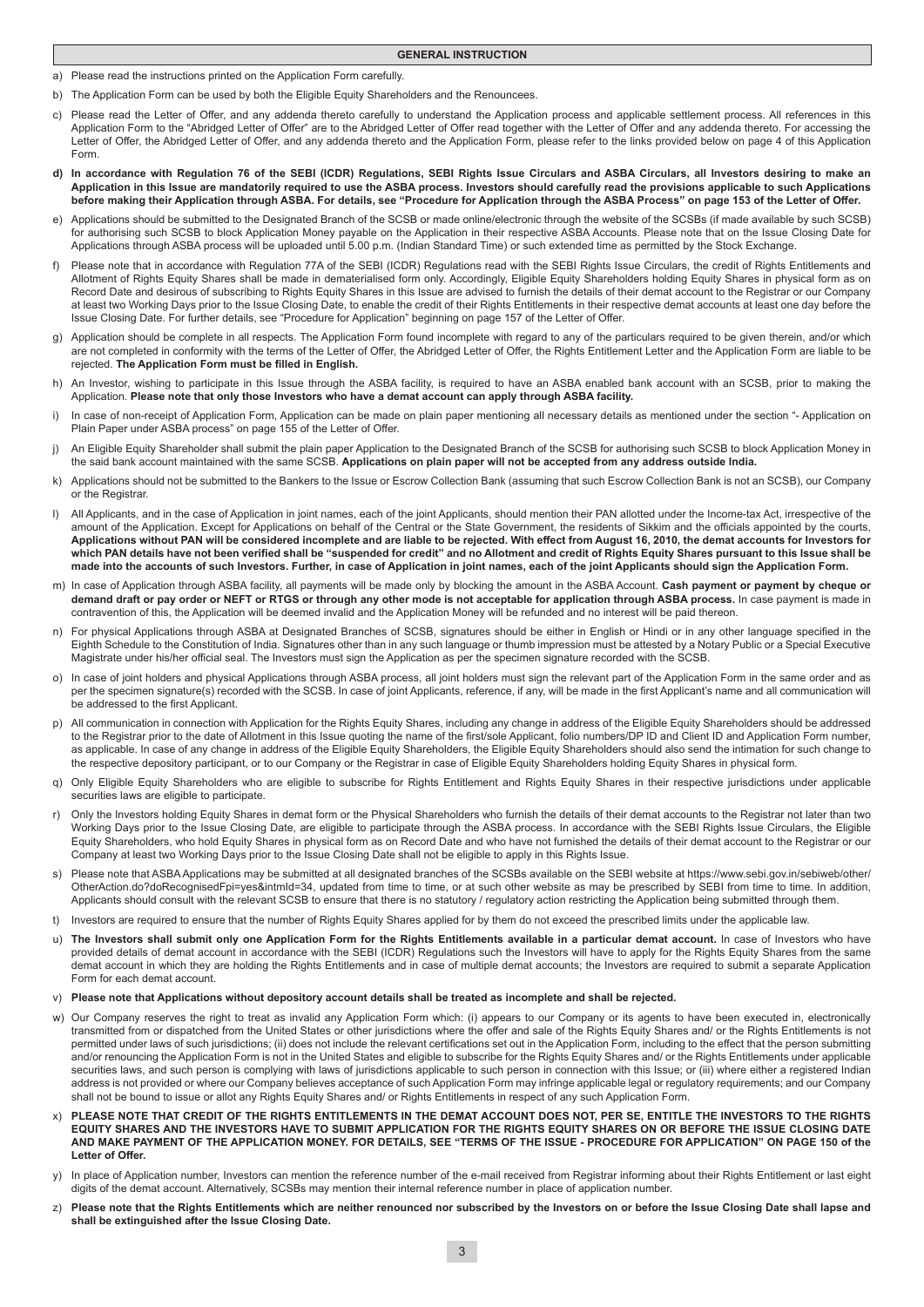## GENERAL INSTRUCTION

a) Please read the instructions printed on the Application Form carefully.

b) The Application Form can be used by both the Eligible Equity Shareholders and the Renouncees.

c) Please read the Letter of Offer, and any addenda thereto carefully to understand the Application process and applicable settlement process. All references in this Application Form to the "Abridged Letter of Offer" are to the Abridged Letter of Offer read together with the Letter of Offer and any addenda thereto. For accessing the Letter of Offer, the Abridged Letter of Offer, and any addenda thereto and the Application Form, please refer to the links provided below on page 4 of this Application Form.

**d) In accordance with Regulation 76 of the SEBI (ICDR) Regulations, SEBI Rights Issue Circulars and ASBA Circulars, all Investors desiring to make an Application in this Issue are mandatorily required to use the ASBA process. Investors should carefully read the provisions applicable to such Applications before making their Application through ASBA. For details, see "Procedure for Application through the ASBA Process" on page 153 of the Letter of Offer.**

e) Applications should be submitted to the Designated Branch of the SCSB or made online/electronic through the website of the SCSBs (if made available by such SCSB) for authorising such SCSB to block Application Money payable on the Application in their respective ASBA Accounts. Please note that on the Issue Closing Date for Applications through ASBA process will be uploaded until 5.00 p.m. (Indian Standard Time) or such extended time as permitted by the Stock Exchange.

f) Please note that in accordance with Regulation 77A of the SEBI (ICDR) Regulations read with the SEBI Rights Issue Circulars, the credit of Rights Entitlements and Allotment of Rights Equity Shares shall be made in dematerialised form only. Accordingly, Eligible Equity Shareholders holding Equity Shares in physical form as on Record Date and desirous of subscribing to Rights Equity Shares in this Issue are advised to furnish the details of their demat account to the Registrar or our Company at least two Working Days prior to the Issue Closing Date, to enable the credit of their Rights Entitlements in their respective demat accounts at least one day before the Issue Closing Date. For further details, see "Procedure for Application" beginning on page 157 of the Letter of Offer.

g) Application should be complete in all respects. The Application Form found incomplete with regard to any of the particulars required to be given therein, and/or which are not completed in conformity with the terms of the Letter of Offer, the Abridged Letter of Offer, the Rights Entitlement Letter and the Application Form are liable to be rejected. **The Application Form must be filled in English.**

h) An Investor, wishing to participate in this Issue through the ASBA facility, is required to have an ASBA enabled bank account with an SCSB, prior to making the Application. **Please note that only those Investors who have a demat account can apply through ASBA facility.**

i) In case of non-receipt of Application Form, Application can be made on plain paper mentioning all necessary details as mentioned under the section "- Application on Plain Paper under ASBA process" on page 155 of the Letter of Offer.

j) An Eligible Equity Shareholder shall submit the plain paper Application to the Designated Branch of the SCSB for authorising such SCSB to block Application Money in the said bank account maintained with the same SCSB. **Applications on plain paper will not be accepted from any address outside India.**

k) Applications should not be submitted to the Bankers to the Issue or Escrow Collection Bank (assuming that such Escrow Collection Bank is not an SCSB), our Company or the Registrar.

l) All Applicants, and in the case of Application in joint names, each of the joint Applicants, should mention their PAN allotted under the Income-tax Act, irrespective of the amount of the Application. Except for Applications on behalf of the Central or the State Government, the residents of Sikkim and the officials appointed by the courts, **Applications without PAN will be considered incomplete and are liable to be rejected. With effect from August 16, 2010, the demat accounts for Investors for which PAN details have not been verified shall be "suspended for credit" and no Allotment and credit of Rights Equity Shares pursuant to this Issue shall be made into the accounts of such Investors. Further, in case of Application in joint names, each of the joint Applicants should sign the Application Form.**

m) In case of Application through ASBA facility, all payments will be made only by blocking the amount in the ASBA Account. **Cash payment or payment by cheque or demand draft or pay order or NEFT or RTGS or through any other mode is not acceptable for application through ASBA process.** In case payment is made in contravention of this, the Application will be deemed invalid and the Application Money will be refunded and no interest will be paid thereon.

n) For physical Applications through ASBA at Designated Branches of SCSB, signatures should be either in English or Hindi or in any other language specified in the Eighth Schedule to the Constitution of India. Signatures other than in any such language or thumb impression must be attested by a Notary Public or a Special Executive Magistrate under his/her official seal. The Investors must sign the Application as per the specimen signature recorded with the SCSB.

o) In case of joint holders and physical Applications through ASBA process, all joint holders must sign the relevant part of the Application Form in the same order and as per the specimen signature(s) recorded with the SCSB. In case of joint Applicants, reference, if any, will be made in the first Applicant's name and all communication will be addressed to the first Applicant.

p) All communication in connection with Application for the Rights Equity Shares, including any change in address of the Eligible Equity Shareholders should be addressed to the Registrar prior to the date of Allotment in this Issue quoting the name of the first/sole Applicant, folio numbers/DP ID and Client ID and Application Form number, as applicable. In case of any change in address of the Eligible Equity Shareholders, the Eligible Equity Shareholders should also send the intimation for such change to the respective depository participant, or to our Company or the Registrar in case of Eligible Equity Shareholders holding Equity Shares in physical form.

q) Only Eligible Equity Shareholders who are eligible to subscribe for Rights Entitlement and Rights Equity Shares in their respective jurisdictions under applicable securities laws are eligible to participate.

r) Only the Investors holding Equity Shares in demat form or the Physical Shareholders who furnish the details of their demat accounts to the Registrar not later than two Working Days prior to the Issue Closing Date, are eligible to participate through the ASBA process. In accordance with the SEBI Rights Issue Circulars, the Eligible Equity Shareholders, who hold Equity Shares in physical form as on Record Date and who have not furnished the details of their demat account to the Registrar or our Company at least two Working Days prior to the Issue Closing Date shall not be eligible to apply in this Rights Issue.

s) Please note that ASBA Applications may be submitted at all designated branches of the SCSBs available on the SEBI website at https://www.sebi.gov.in/sebiweb/other/OtherAction.do?doRecognisedFpi=yes&intmId=34, updated from time to time, or at such other website as may be prescribed by SEBI from time to time. In addition, Applicants should consult with the relevant SCSB to ensure that there is no statutory / regulatory action restricting the Application being submitted through them.

t) Investors are required to ensure that the number of Rights Equity Shares applied for by them do not exceed the prescribed limits under the applicable law.

u) **The Investors shall submit only one Application Form for the Rights Entitlements available in a particular demat account.** In case of Investors who have provided details of demat account in accordance with the SEBI (ICDR) Regulations such the Investors will have to apply for the Rights Equity Shares from the same demat account in which they are holding the Rights Entitlements and in case of multiple demat accounts; the Investors are required to submit a separate Application Form for each demat account.

v) **Please note that Applications without depository account details shall be treated as incomplete and shall be rejected.**

w) Our Company reserves the right to treat as invalid any Application Form which: (i) appears to our Company or its agents to have been executed in, electronically transmitted from or dispatched from the United States or other jurisdictions where the offer and sale of the Rights Equity Shares and/ or the Rights Entitlements is not permitted under laws of such jurisdictions; (ii) does not include the relevant certifications set out in the Application Form, including to the effect that the person submitting and/or renouncing the Application Form is not in the United States and eligible to subscribe for the Rights Equity Shares and/ or the Rights Entitlements under applicable securities laws, and such person is complying with laws of jurisdictions applicable to such person in connection with this Issue; or (iii) where either a registered Indian address is not provided or where our Company believes acceptance of such Application Form may infringe applicable legal or regulatory requirements; and our Company shall not be bound to issue or allot any Rights Equity Shares and/ or Rights Entitlements in respect of any such Application Form.

x) **PLEASE NOTE THAT CREDIT OF THE RIGHTS ENTITLEMENTS IN THE DEMAT ACCOUNT DOES NOT, PER SE, ENTITLE THE INVESTORS TO THE RIGHTS EQUITY SHARES AND THE INVESTORS HAVE TO SUBMIT APPLICATION FOR THE RIGHTS EQUITY SHARES ON OR BEFORE THE ISSUE CLOSING DATE AND MAKE PAYMENT OF THE APPLICATION MONEY. FOR DETAILS, SEE "TERMS OF THE ISSUE - PROCEDURE FOR APPLICATION" ON PAGE 150 of the Letter of Offer.**

y) In place of Application number, Investors can mention the reference number of the e-mail received from Registrar informing about their Rights Entitlement or last eight digits of the demat account. Alternatively, SCSBs may mention their internal reference number in place of application number.

z) **Please note that the Rights Entitlements which are neither renounced nor subscribed by the Investors on or before the Issue Closing Date shall lapse and shall be extinguished after the Issue Closing Date.**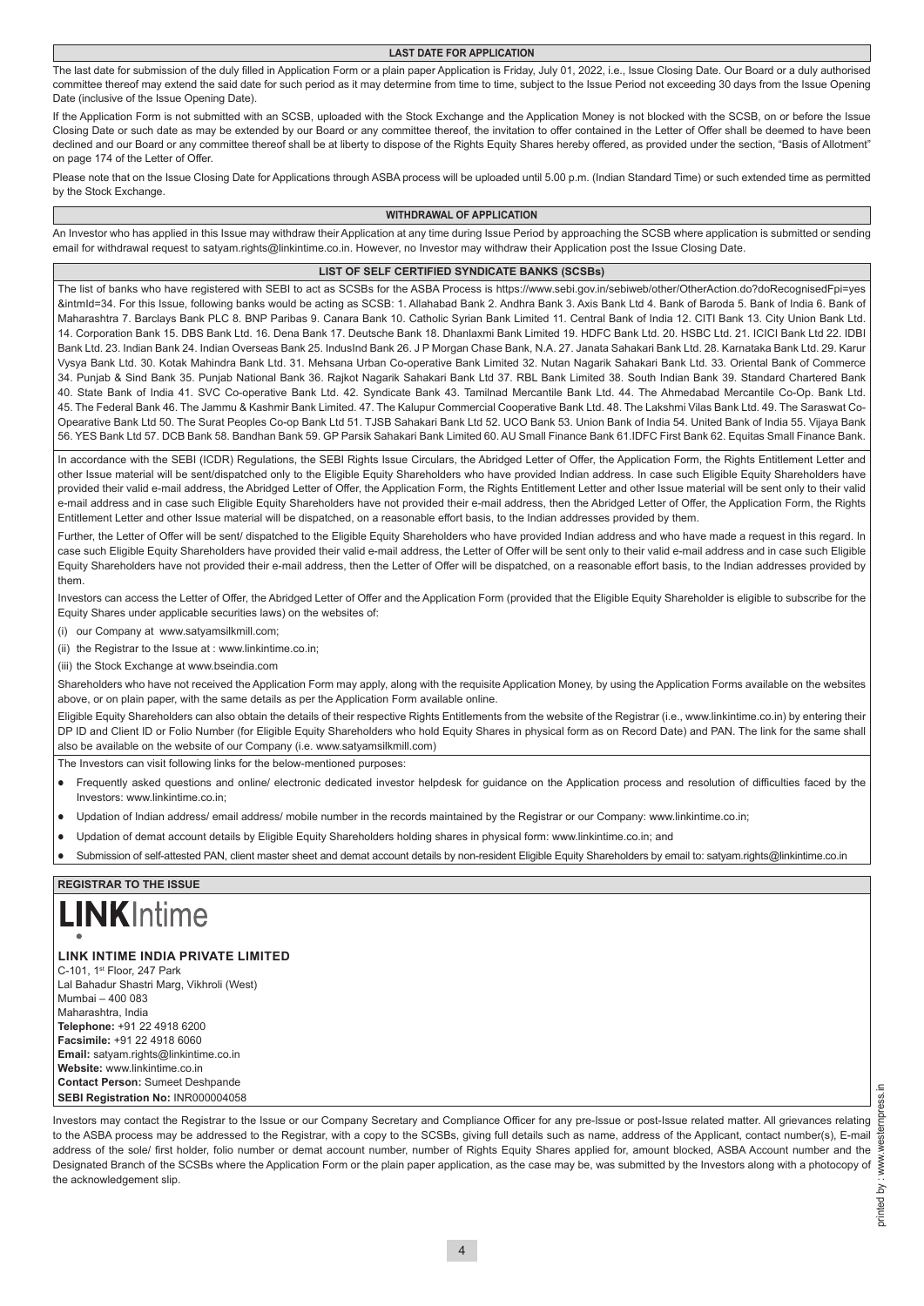## LAST DATE FOR APPLICATION

The last date for submission of the duly filled in Application Form or a plain paper Application is Friday, July 01, 2022, i.e., Issue Closing Date. Our Board or a duly authorised committee thereof may extend the said date for such period as it may determine from time to time, subject to the Issue Period not exceeding 30 days from the Issue Opening Date (inclusive of the Issue Opening Date).

If the Application Form is not submitted with an SCSB, uploaded with the Stock Exchange and the Application Money is not blocked with the SCSB, on or before the Issue Closing Date or such date as may be extended by our Board or any committee thereof, the invitation to offer contained in the Letter of Offer shall be deemed to have been declined and our Board or any committee thereof shall be at liberty to dispose of the Rights Equity Shares hereby offered, as provided under the section, "Basis of Allotment" on page 174 of the Letter of Offer.

Please note that on the Issue Closing Date for Applications through ASBA process will be uploaded until 5.00 p.m. (Indian Standard Time) or such extended time as permitted by the Stock Exchange.

## WITHDRAWAL OF APPLICATION

An Investor who has applied in this Issue may withdraw their Application at any time during Issue Period by approaching the SCSB where application is submitted or sending email for withdrawal request to satyam.rights@linkintime.co.in. However, no Investor may withdraw their Application post the Issue Closing Date.

## LIST OF SELF CERTIFIED SYNDICATE BANKS (SCSBs)

The list of banks who have registered with SEBI to act as SCSBs for the ASBA Process is https://www.sebi.gov.in/sebiweb/other/OtherAction.do?doRecognisedFpi=yes&intmId=34. For this Issue, following banks would be acting as SCSB: 1. Allahabad Bank 2. Andhra Bank 3. Axis Bank Ltd 4. Bank of Baroda 5. Bank of India 6. Bank of Maharashtra 7. Barclays Bank PLC 8. BNP Paribas 9. Canara Bank 10. Catholic Syrian Bank Limited 11. Central Bank of India 12. CITI Bank 13. City Union Bank Ltd. 14. Corporation Bank 15. DBS Bank Ltd. 16. Dena Bank 17. Deutsche Bank 18. Dhanlaxmi Bank Limited 19. HDFC Bank Ltd. 20. HSBC Ltd. 21. ICICI Bank Ltd 22. IDBI Bank Ltd. 23. Indian Bank 24. Indian Overseas Bank 25. IndusInd Bank 26. J P Morgan Chase Bank, N.A. 27. Janata Sahakari Bank Ltd. 28. Karnataka Bank Ltd. 29. Karur Vysya Bank Ltd. 30. Kotak Mahindra Bank Ltd. 31. Mehsana Urban Co-operative Bank Limited 32. Nutan Nagarik Sahakari Bank Ltd. 33. Oriental Bank of Commerce 34. Punjab & Sind Bank 35. Punjab National Bank 36. Rajkot Nagarik Sahakari Bank Ltd 37. RBL Bank Limited 38. South Indian Bank 39. Standard Chartered Bank 40. State Bank of India 41. SVC Co-operative Bank Ltd. 42. Syndicate Bank 43. Tamilnad Mercantile Bank Ltd. 44. The Ahmedabad Mercantile Co-Op. Bank Ltd. 45. The Federal Bank 46. The Jammu & Kashmir Bank Limited. 47. The Kalupur Commercial Cooperative Bank Ltd. 48. The Lakshmi Vilas Bank Ltd. 49. The Saraswat Co-Opearative Bank Ltd 50. The Surat Peoples Co-op Bank Ltd 51. TJSB Sahakari Bank Ltd 52. UCO Bank 53. Union Bank of India 54. United Bank of India 55. Vijaya Bank 56. YES Bank Ltd 57. DCB Bank 58. Bandhan Bank 59. GP Parsik Sahakari Bank Limited 60. AU Small Finance Bank 61.IDFC First Bank 62. Equitas Small Finance Bank.

In accordance with the SEBI (ICDR) Regulations, the SEBI Rights Issue Circulars, the Abridged Letter of Offer, the Application Form, the Rights Entitlement Letter and other Issue material will be sent/dispatched only to the Eligible Equity Shareholders who have provided Indian address. In case such Eligible Equity Shareholders have provided their valid e-mail address, the Abridged Letter of Offer, the Application Form, the Rights Entitlement Letter and other Issue material will be sent only to their valid e-mail address and in case such Eligible Equity Shareholders have not provided their e-mail address, then the Abridged Letter of Offer, the Application Form, the Rights Entitlement Letter and other Issue material will be dispatched, on a reasonable effort basis, to the Indian addresses provided by them.

Further, the Letter of Offer will be sent/ dispatched to the Eligible Equity Shareholders who have provided Indian address and who have made a request in this regard. In case such Eligible Equity Shareholders have provided their valid e-mail address, the Letter of Offer will be sent only to their valid e-mail address and in case such Eligible Equity Shareholders have not provided their e-mail address, then the Letter of Offer will be dispatched, on a reasonable effort basis, to the Indian addresses provided by them.

Investors can access the Letter of Offer, the Abridged Letter of Offer and the Application Form (provided that the Eligible Equity Shareholder is eligible to subscribe for the Equity Shares under applicable securities laws) on the websites of:

(i) our Company at www.satyamsilkmill.com;

(ii) the Registrar to the Issue at : www.linkintime.co.in;

(iii) the Stock Exchange at www.bseindia.com

Shareholders who have not received the Application Form may apply, along with the requisite Application Money, by using the Application Forms available on the websites above, or on plain paper, with the same details as per the Application Form available online.

Eligible Equity Shareholders can also obtain the details of their respective Rights Entitlements from the website of the Registrar (i.e., www.linkintime.co.in) by entering their DP ID and Client ID or Folio Number (for Eligible Equity Shareholders who hold Equity Shares in physical form as on Record Date) and PAN. The link for the same shall also be available on the website of our Company (i.e. www.satyamsilkmill.com)

The Investors can visit following links for the below-mentioned purposes:

- Frequently asked questions and online/ electronic dedicated investor helpdesk for guidance on the Application process and resolution of difficulties faced by the Investors: www.linkintime.co.in;
- Updation of Indian address/ email address/ mobile number in the records maintained by the Registrar or our Company: www.linkintime.co.in;
- Updation of demat account details by Eligible Equity Shareholders holding shares in physical form: www.linkintime.co.in; and
- Submission of self-attested PAN, client master sheet and demat account details by non-resident Eligible Equity Shareholders by email to: satyam.rights@linkintime.co.in

## REGISTRAR TO THE ISSUE

**LINK**Intime

**LINK INTIME INDIA PRIVATE LIMITED**
C-101, 1st Floor, 247 Park
Lal Bahadur Shastri Marg, Vikhroli (West)
Mumbai – 400 083
Maharashtra, India
**Telephone:** +91 22 4918 6200
**Facsimile:** +91 22 4918 6060
**Email:** satyam.rights@linkintime.co.in
**Website:** www.linkintime.co.in
**Contact Person:** Sumeet Deshpande
**SEBI Registration No:** INR000004058

Investors may contact the Registrar to the Issue or our Company Secretary and Compliance Officer for any pre-Issue or post-Issue related matter. All grievances relating to the ASBA process may be addressed to the Registrar, with a copy to the SCSBs, giving full details such as name, address of the Applicant, contact number(s), E-mail address of the sole/ first holder, folio number or demat account number, number of Rights Equity Shares applied for, amount blocked, ASBA Account number and the Designated Branch of the SCSBs where the Application Form or the plain paper application, as the case may be, was submitted by the Investors along with a photocopy of the acknowledgement slip.

printed by : www.westernpress.in